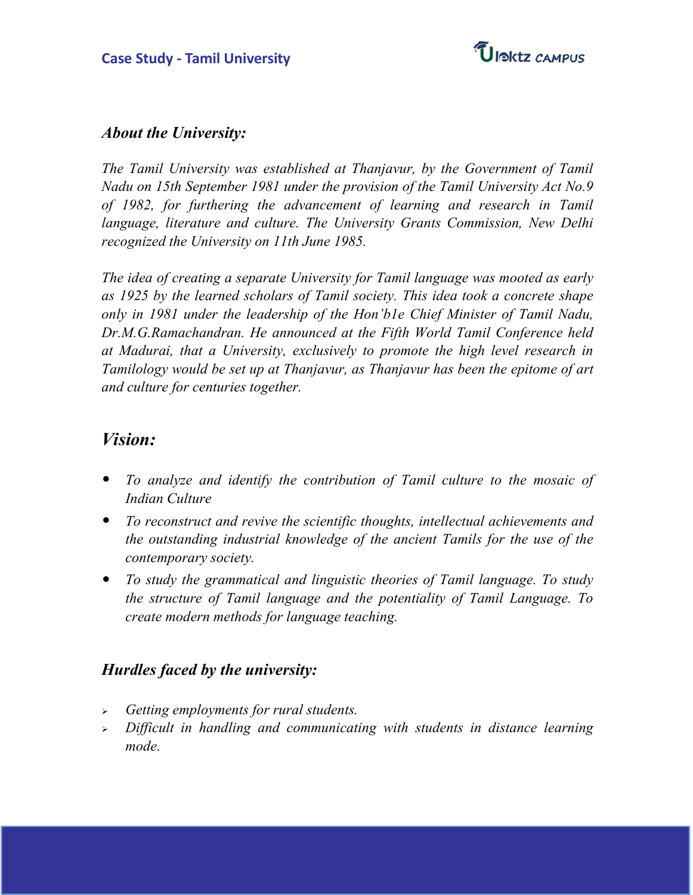# Case Study - Tamil University

## *About the University:*

*The Tamil University was established at Thanjavur, by the Government of Tamil Nadu on 15th September 1981 under the provision of the Tamil University Act No.9 of 1982, for furthering the advancement of learning and research in Tamil language, literature and culture. The University Grants Commission, New Delhi recognized the University on 11th June 1985.*

*The idea of creating a separate University for Tamil language was mooted as early as 1925 by the learned scholars of Tamil society. This idea took a concrete shape only in 1981 under the leadership of the Hon'b1e Chief Minister of Tamil Nadu, Dr.M.G.Ramachandran. He announced at the Fifth World Tamil Conference held at Madurai, that a University, exclusively to promote the high level research in Tamilology would be set up at Thanjavur, as Thanjavur has been the epitome of art and culture for centuries together.*

## *Vision:*

- *To analyze and identify the contribution of Tamil culture to the mosaic of Indian Culture*
- *To reconstruct and revive the scientific thoughts, intellectual achievements and the outstanding industrial knowledge of the ancient Tamils for the use of the contemporary society.*
- *To study the grammatical and linguistic theories of Tamil language. To study the structure of Tamil language and the potentiality of Tamil Language. To create modern methods for language teaching.*

## *Hurdles faced by the university:*

- *Getting employments for rural students.*
- *Difficult in handling and communicating with students in distance learning mode.*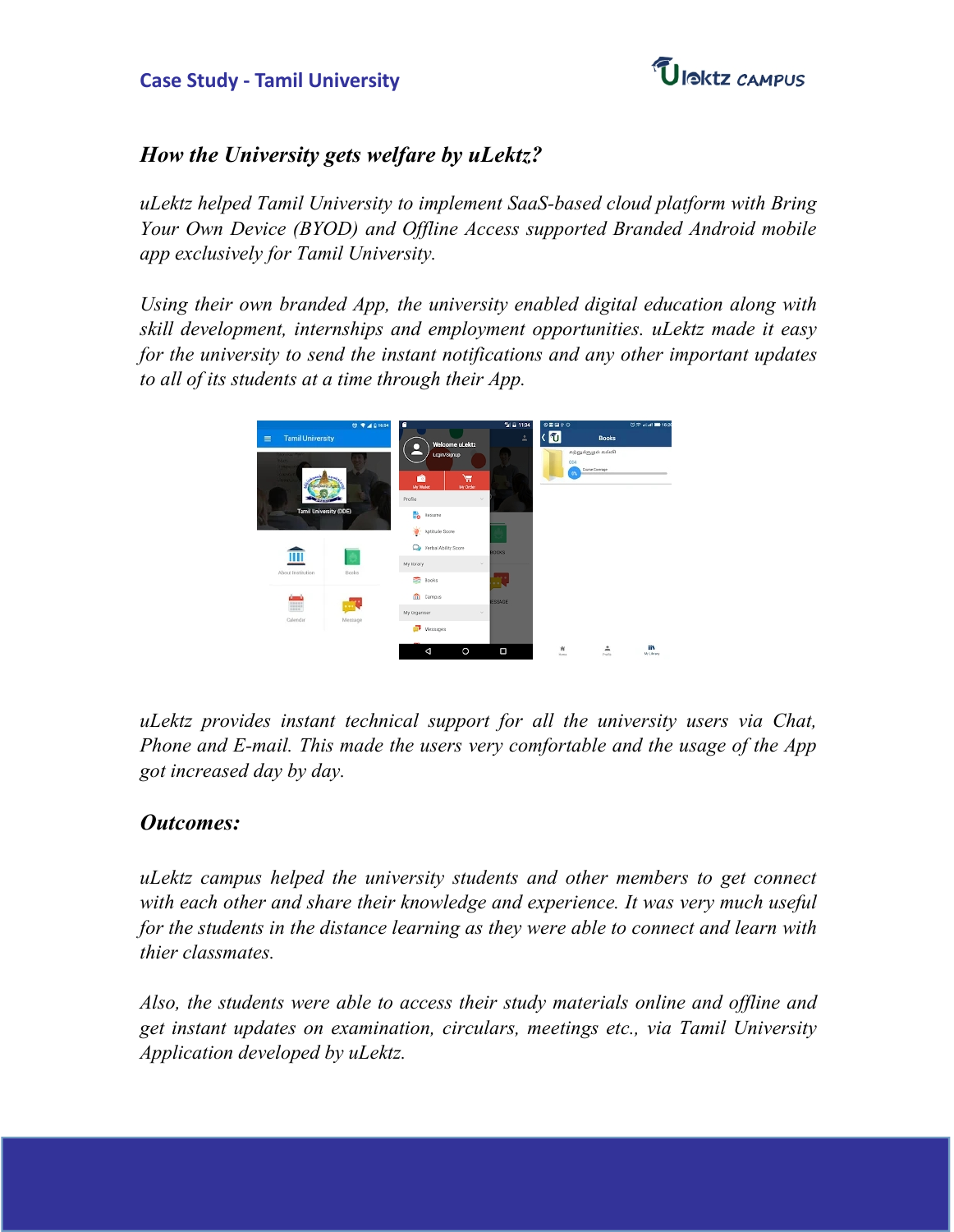### *How the University gets welfare by uLektz?*

*uLektz helped Tamil University to implement SaaS-based cloud platform with Bring Your Own Device (BYOD) and Offline Access supported Branded Android mobile app exclusively for Tamil University.*

*Using their own branded App, the university enabled digital education along with skill development, internships and employment opportunities. uLektz made it easy for the university to send the instant notifications and any other important updates to all of its students at a time through their App.*

*uLektz provides instant technical support for all the university users via Chat, Phone and E-mail. This made the users very comfortable and the usage of the App got increased day by day.*

### *Outcomes:*

*uLektz campus helped the university students and other members to get connect with each other and share their knowledge and experience. It was very much useful for the students in the distance learning as they were able to connect and learn with thier classmates.*

*Also, the students were able to access their study materials online and offline and get instant updates on examination, circulars, meetings etc., via Tamil University Application developed by uLektz.*